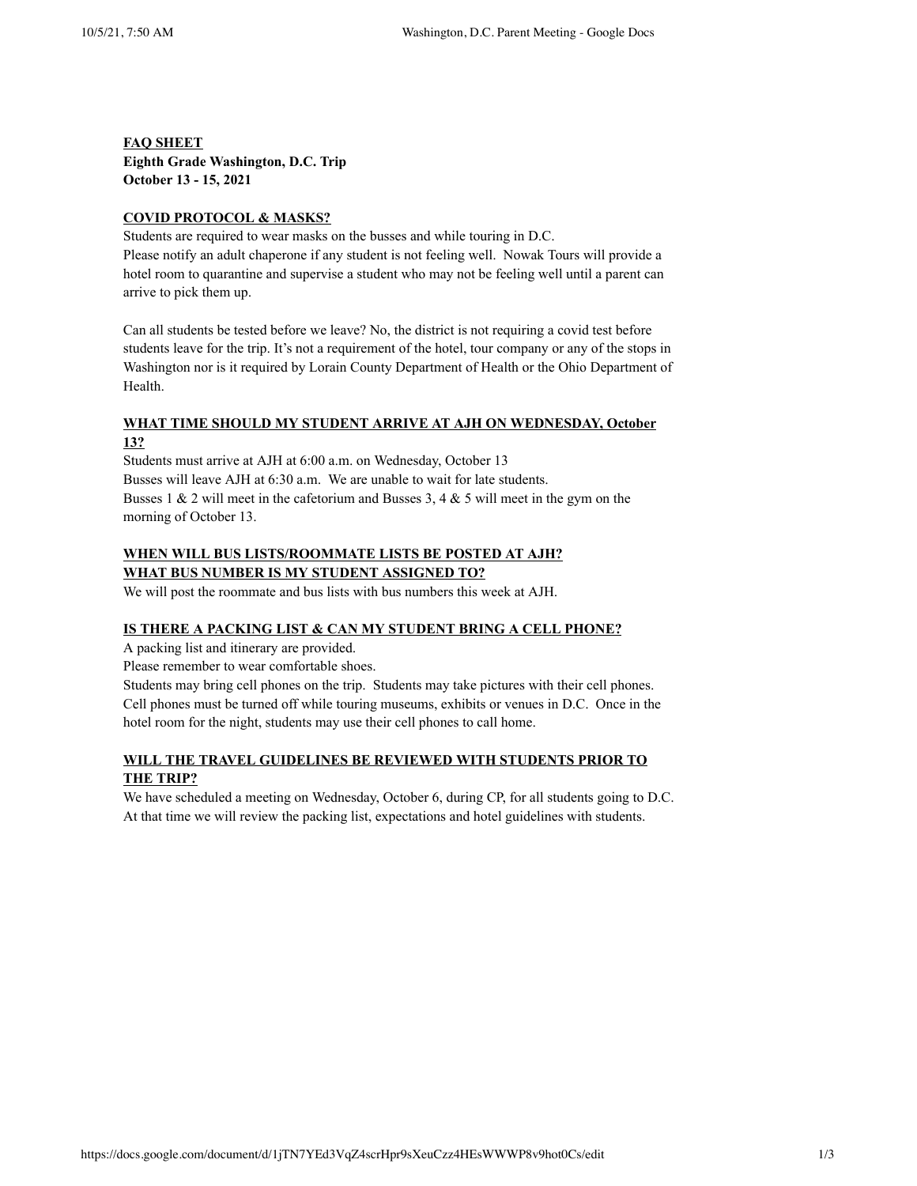**FAQ SHEET**
**Eighth Grade Washington, D.C. Trip**
**October 13 - 15, 2021**

**COVID PROTOCOL & MASKS?**

Students are required to wear masks on the busses and while touring in D.C.
Please notify an adult chaperone if any student is not feeling well. Nowak Tours will provide a hotel room to quarantine and supervise a student who may not be feeling well until a parent can arrive to pick them up.

Can all students be tested before we leave? No, the district is not requiring a covid test before students leave for the trip. It's not a requirement of the hotel, tour company or any of the stops in Washington nor is it required by Lorain County Department of Health or the Ohio Department of Health.

**WHAT TIME SHOULD MY STUDENT ARRIVE AT AJH ON WEDNESDAY, October 13?**

Students must arrive at AJH at 6:00 a.m. on Wednesday, October 13
Busses will leave AJH at 6:30 a.m. We are unable to wait for late students.
Busses 1 & 2 will meet in the cafetorium and Busses 3, 4 & 5 will meet in the gym on the morning of October 13.

**WHEN WILL BUS LISTS/ROOMMATE LISTS BE POSTED AT AJH?**
**WHAT BUS NUMBER IS MY STUDENT ASSIGNED TO?**

We will post the roommate and bus lists with bus numbers this week at AJH.

**IS THERE A PACKING LIST & CAN MY STUDENT BRING A CELL PHONE?**

A packing list and itinerary are provided.
Please remember to wear comfortable shoes.
Students may bring cell phones on the trip. Students may take pictures with their cell phones. Cell phones must be turned off while touring museums, exhibits or venues in D.C. Once in the hotel room for the night, students may use their cell phones to call home.

**WILL THE TRAVEL GUIDELINES BE REVIEWED WITH STUDENTS PRIOR TO THE TRIP?**

We have scheduled a meeting on Wednesday, October 6, during CP, for all students going to D.C. At that time we will review the packing list, expectations and hotel guidelines with students.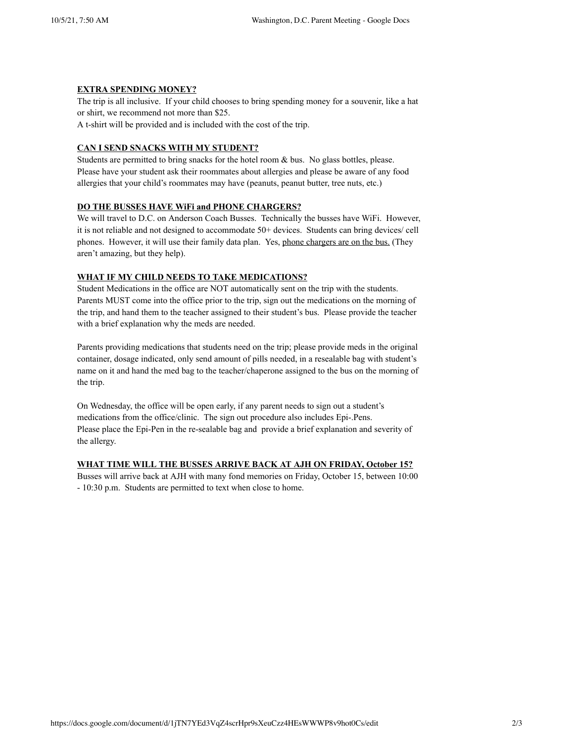**EXTRA SPENDING MONEY?**

The trip is all inclusive. If your child chooses to bring spending money for a souvenir, like a hat or shirt, we recommend not more than $25.
A t-shirt will be provided and is included with the cost of the trip.

**CAN I SEND SNACKS WITH MY STUDENT?**

Students are permitted to bring snacks for the hotel room & bus. No glass bottles, please. Please have your student ask their roommates about allergies and please be aware of any food allergies that your child's roommates may have (peanuts, peanut butter, tree nuts, etc.)

**DO THE BUSSES HAVE WiFi and PHONE CHARGERS?**

We will travel to D.C. on Anderson Coach Busses. Technically the busses have WiFi. However, it is not reliable and not designed to accommodate 50+ devices. Students can bring devices/ cell phones. However, it will use their family data plan. Yes, phone chargers are on the bus. (They aren't amazing, but they help).

**WHAT IF MY CHILD NEEDS TO TAKE MEDICATIONS?**

Student Medications in the office are NOT automatically sent on the trip with the students. Parents MUST come into the office prior to the trip, sign out the medications on the morning of the trip, and hand them to the teacher assigned to their student's bus. Please provide the teacher with a brief explanation why the meds are needed.

Parents providing medications that students need on the trip; please provide meds in the original container, dosage indicated, only send amount of pills needed, in a resealable bag with student's name on it and hand the med bag to the teacher/chaperone assigned to the bus on the morning of the trip.

On Wednesday, the office will be open early, if any parent needs to sign out a student's medications from the office/clinic. The sign out procedure also includes Epi-.Pens.
Please place the Epi-Pen in the re-sealable bag and provide a brief explanation and severity of the allergy.

**WHAT TIME WILL THE BUSSES ARRIVE BACK AT AJH ON FRIDAY, October 15?**

Busses will arrive back at AJH with many fond memories on Friday, October 15, between 10:00 - 10:30 p.m. Students are permitted to text when close to home.